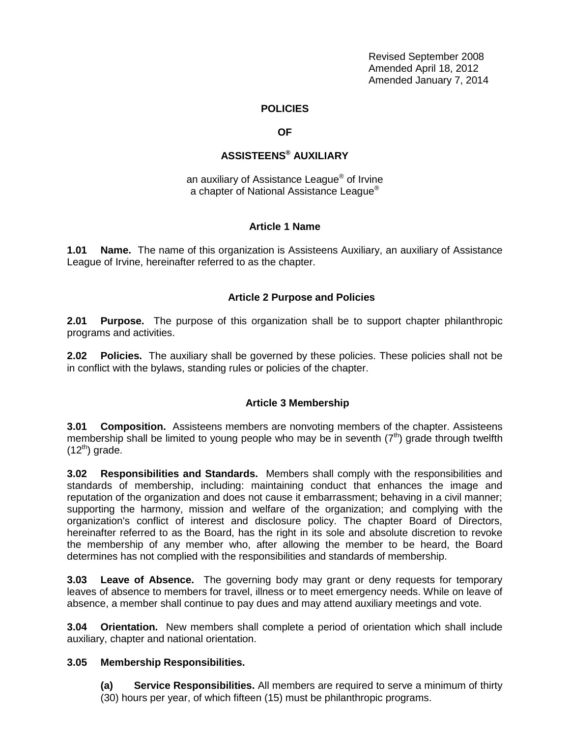Revised September 2008
Amended April 18, 2012
Amended January 7, 2014

# POLICIES

# OF

# ASSISTEENS® AUXILIARY

an auxiliary of Assistance League® of Irvine
a chapter of National Assistance League®

## Article 1 Name

**1.01 Name.** The name of this organization is Assisteens Auxiliary, an auxiliary of Assistance League of Irvine, hereinafter referred to as the chapter.

## Article 2 Purpose and Policies

**2.01 Purpose.** The purpose of this organization shall be to support chapter philanthropic programs and activities.

**2.02 Policies.** The auxiliary shall be governed by these policies. These policies shall not be in conflict with the bylaws, standing rules or policies of the chapter.

## Article 3 Membership

**3.01 Composition.** Assisteens members are nonvoting members of the chapter. Assisteens membership shall be limited to young people who may be in seventh (7th) grade through twelfth (12th) grade.

**3.02 Responsibilities and Standards.** Members shall comply with the responsibilities and standards of membership, including: maintaining conduct that enhances the image and reputation of the organization and does not cause it embarrassment; behaving in a civil manner; supporting the harmony, mission and welfare of the organization; and complying with the organization's conflict of interest and disclosure policy. The chapter Board of Directors, hereinafter referred to as the Board, has the right in its sole and absolute discretion to revoke the membership of any member who, after allowing the member to be heard, the Board determines has not complied with the responsibilities and standards of membership.

**3.03 Leave of Absence.** The governing body may grant or deny requests for temporary leaves of absence to members for travel, illness or to meet emergency needs. While on leave of absence, a member shall continue to pay dues and may attend auxiliary meetings and vote.

**3.04 Orientation.** New members shall complete a period of orientation which shall include auxiliary, chapter and national orientation.

**3.05 Membership Responsibilities.**

**(a) Service Responsibilities.** All members are required to serve a minimum of thirty (30) hours per year, of which fifteen (15) must be philanthropic programs.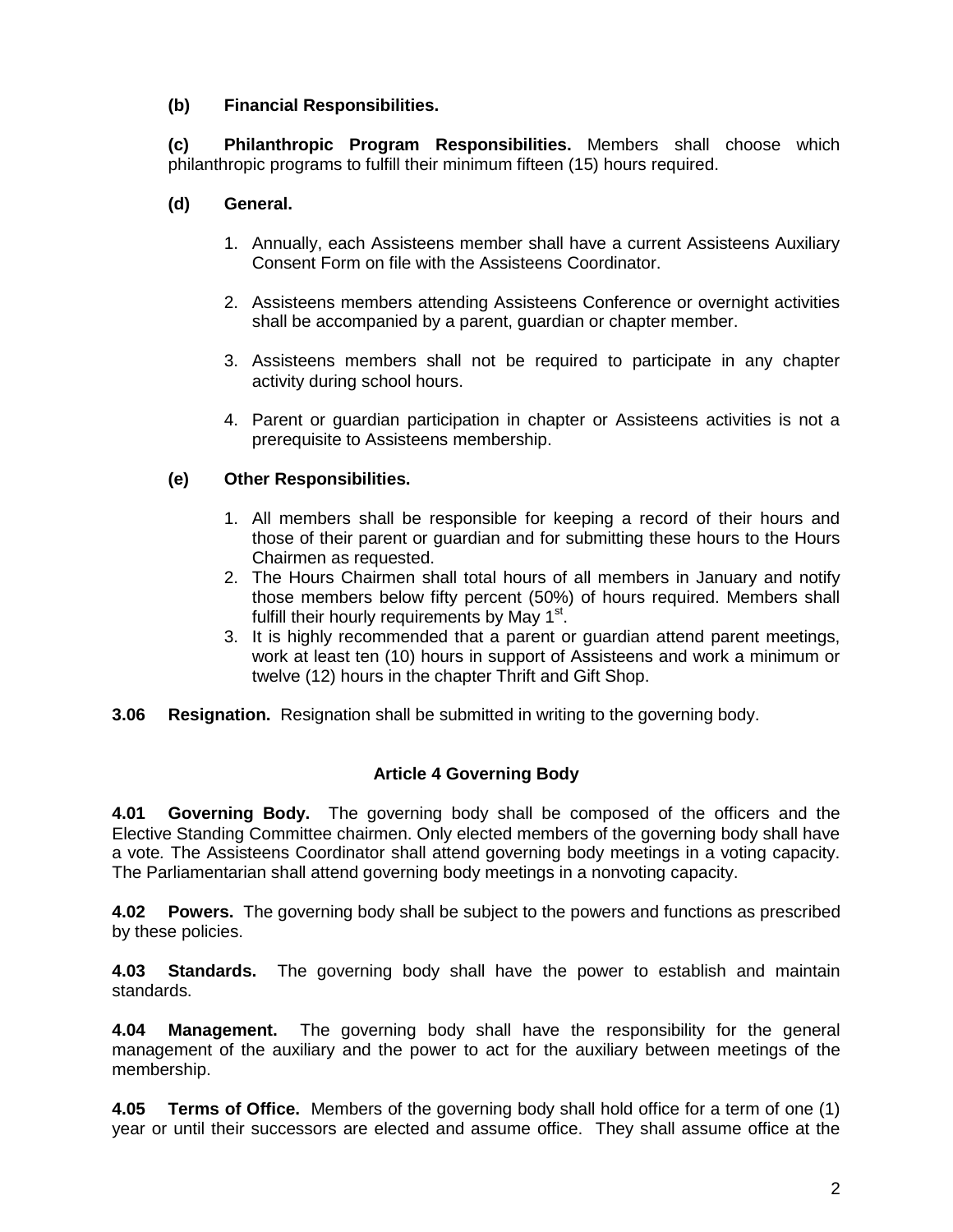**(b) Financial Responsibilities.**

**(c) Philanthropic Program Responsibilities.** Members shall choose which philanthropic programs to fulfill their minimum fifteen (15) hours required.

**(d) General.**

1. Annually, each Assisteens member shall have a current Assisteens Auxiliary Consent Form on file with the Assisteens Coordinator.

2. Assisteens members attending Assisteens Conference or overnight activities shall be accompanied by a parent, guardian or chapter member.

3. Assisteens members shall not be required to participate in any chapter activity during school hours.

4. Parent or guardian participation in chapter or Assisteens activities is not a prerequisite to Assisteens membership.

**(e) Other Responsibilities.**

1. All members shall be responsible for keeping a record of their hours and those of their parent or guardian and for submitting these hours to the Hours Chairmen as requested.
2. The Hours Chairmen shall total hours of all members in January and notify those members below fifty percent (50%) of hours required. Members shall fulfill their hourly requirements by May 1st.
3. It is highly recommended that a parent or guardian attend parent meetings, work at least ten (10) hours in support of Assisteens and work a minimum or twelve (12) hours in the chapter Thrift and Gift Shop.

**3.06 Resignation.** Resignation shall be submitted in writing to the governing body.

## Article 4 Governing Body

**4.01 Governing Body.** The governing body shall be composed of the officers and the Elective Standing Committee chairmen. Only elected members of the governing body shall have a vote. The Assisteens Coordinator shall attend governing body meetings in a voting capacity. The Parliamentarian shall attend governing body meetings in a nonvoting capacity.

**4.02 Powers.** The governing body shall be subject to the powers and functions as prescribed by these policies.

**4.03 Standards.** The governing body shall have the power to establish and maintain standards.

**4.04 Management.** The governing body shall have the responsibility for the general management of the auxiliary and the power to act for the auxiliary between meetings of the membership.

**4.05 Terms of Office.** Members of the governing body shall hold office for a term of one (1) year or until their successors are elected and assume office. They shall assume office at the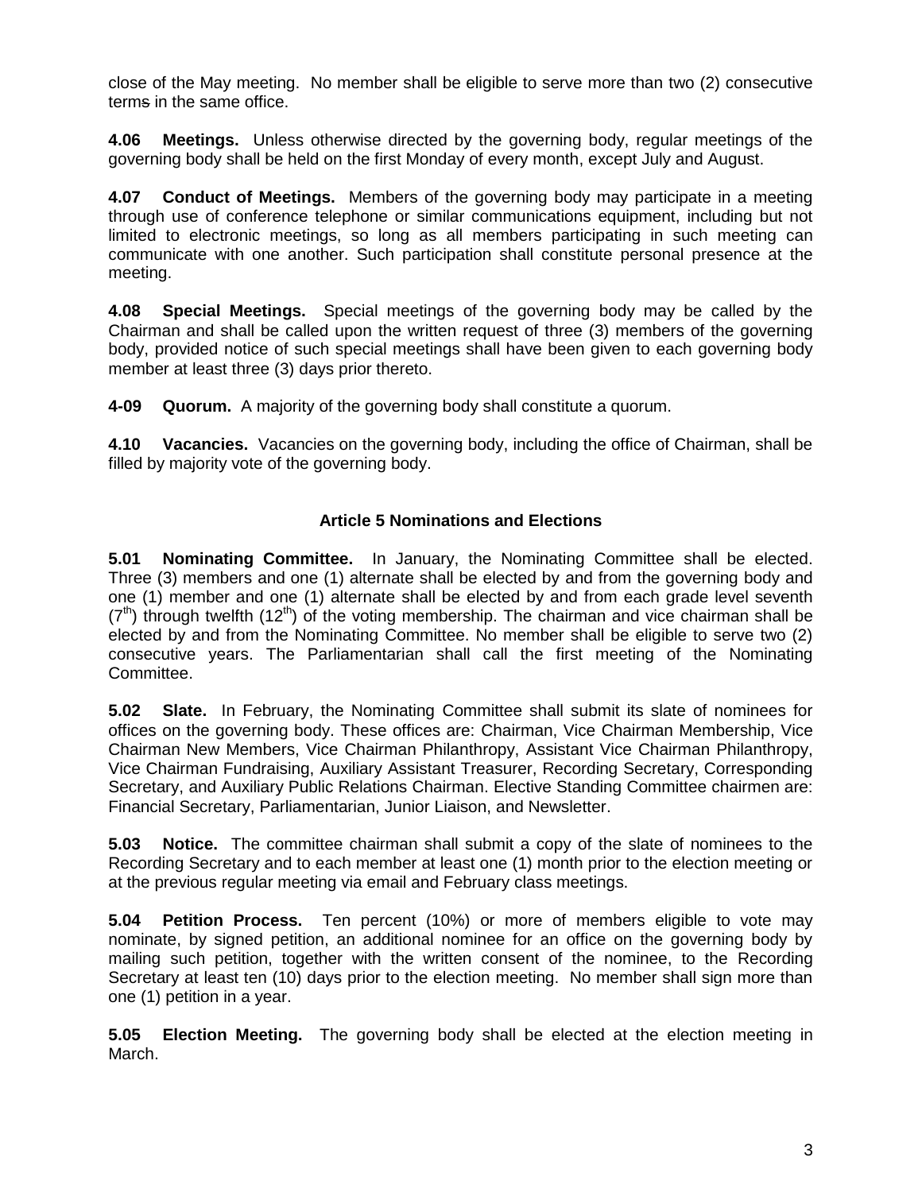close of the May meeting. No member shall be eligible to serve more than two (2) consecutive terms in the same office.

**4.06 Meetings.** Unless otherwise directed by the governing body, regular meetings of the governing body shall be held on the first Monday of every month, except July and August.

**4.07 Conduct of Meetings.** Members of the governing body may participate in a meeting through use of conference telephone or similar communications equipment, including but not limited to electronic meetings, so long as all members participating in such meeting can communicate with one another. Such participation shall constitute personal presence at the meeting.

**4.08 Special Meetings.** Special meetings of the governing body may be called by the Chairman and shall be called upon the written request of three (3) members of the governing body, provided notice of such special meetings shall have been given to each governing body member at least three (3) days prior thereto.

**4-09 Quorum.** A majority of the governing body shall constitute a quorum.

**4.10 Vacancies.** Vacancies on the governing body, including the office of Chairman, shall be filled by majority vote of the governing body.

## Article 5 Nominations and Elections

**5.01 Nominating Committee.** In January, the Nominating Committee shall be elected. Three (3) members and one (1) alternate shall be elected by and from the governing body and one (1) member and one (1) alternate shall be elected by and from each grade level seventh ($7^{th}$) through twelfth ($12^{th}$) of the voting membership. The chairman and vice chairman shall be elected by and from the Nominating Committee. No member shall be eligible to serve two (2) consecutive years. The Parliamentarian shall call the first meeting of the Nominating Committee.

**5.02 Slate.** In February, the Nominating Committee shall submit its slate of nominees for offices on the governing body. These offices are: Chairman, Vice Chairman Membership, Vice Chairman New Members, Vice Chairman Philanthropy, Assistant Vice Chairman Philanthropy, Vice Chairman Fundraising, Auxiliary Assistant Treasurer, Recording Secretary, Corresponding Secretary, and Auxiliary Public Relations Chairman. Elective Standing Committee chairmen are: Financial Secretary, Parliamentarian, Junior Liaison, and Newsletter.

**5.03 Notice.** The committee chairman shall submit a copy of the slate of nominees to the Recording Secretary and to each member at least one (1) month prior to the election meeting or at the previous regular meeting via email and February class meetings.

**5.04 Petition Process.** Ten percent (10%) or more of members eligible to vote may nominate, by signed petition, an additional nominee for an office on the governing body by mailing such petition, together with the written consent of the nominee, to the Recording Secretary at least ten (10) days prior to the election meeting. No member shall sign more than one (1) petition in a year.

**5.05 Election Meeting.** The governing body shall be elected at the election meeting in March.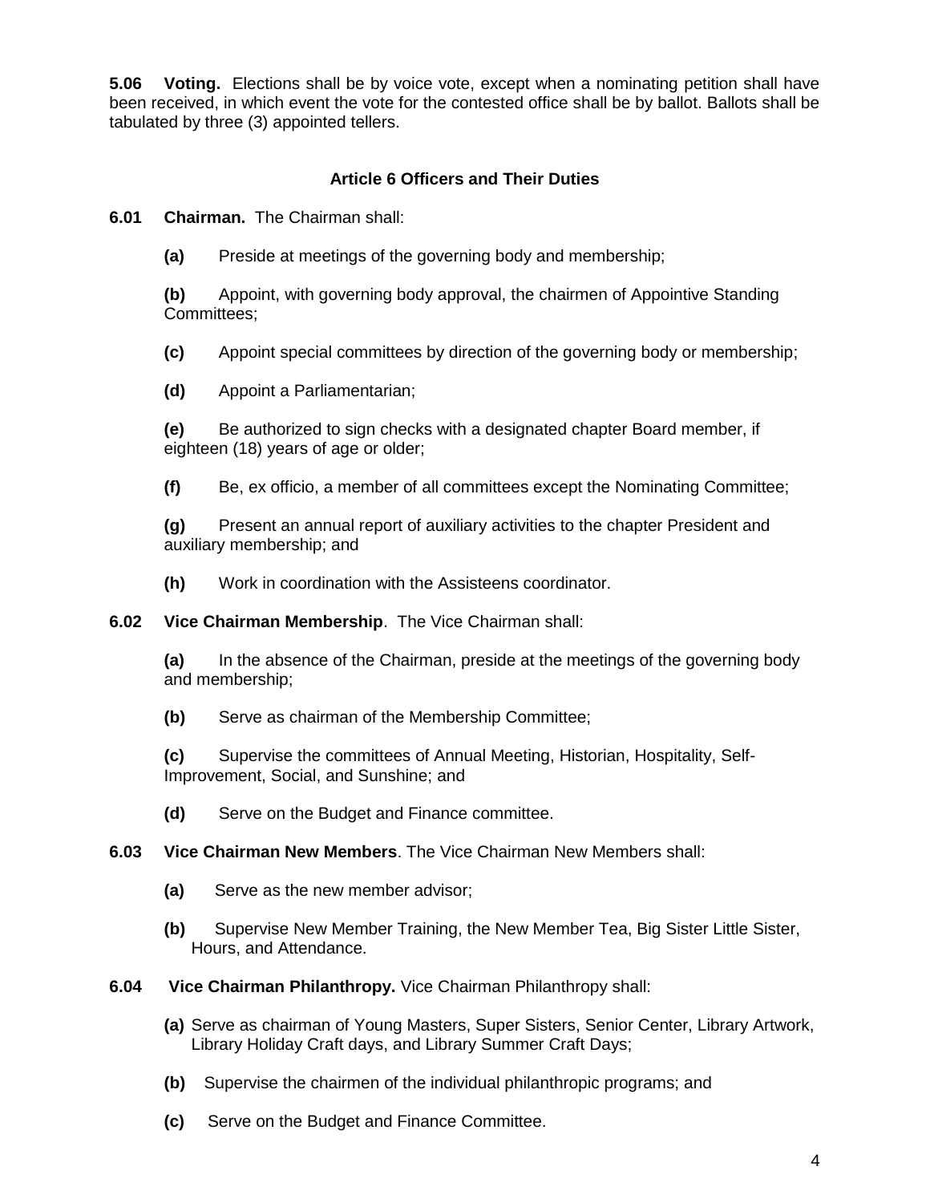**5.06 Voting.** Elections shall be by voice vote, except when a nominating petition shall have been received, in which event the vote for the contested office shall be by ballot. Ballots shall be tabulated by three (3) appointed tellers.

### Article 6 Officers and Their Duties

**6.01 Chairman.** The Chairman shall:

**(a)** Preside at meetings of the governing body and membership;

**(b)** Appoint, with governing body approval, the chairmen of Appointive Standing Committees;

**(c)** Appoint special committees by direction of the governing body or membership;

**(d)** Appoint a Parliamentarian;

**(e)** Be authorized to sign checks with a designated chapter Board member, if eighteen (18) years of age or older;

**(f)** Be, ex officio, a member of all committees except the Nominating Committee;

**(g)** Present an annual report of auxiliary activities to the chapter President and auxiliary membership; and

**(h)** Work in coordination with the Assisteens coordinator.

**6.02 Vice Chairman Membership**. The Vice Chairman shall:

**(a)** In the absence of the Chairman, preside at the meetings of the governing body and membership;

**(b)** Serve as chairman of the Membership Committee;

**(c)** Supervise the committees of Annual Meeting, Historian, Hospitality, Self-Improvement, Social, and Sunshine; and

**(d)** Serve on the Budget and Finance committee.

**6.03 Vice Chairman New Members**. The Vice Chairman New Members shall:

**(a)** Serve as the new member advisor;

**(b)** Supervise New Member Training, the New Member Tea, Big Sister Little Sister, Hours, and Attendance.

**6.04 Vice Chairman Philanthropy.** Vice Chairman Philanthropy shall:

**(a)** Serve as chairman of Young Masters, Super Sisters, Senior Center, Library Artwork, Library Holiday Craft days, and Library Summer Craft Days;

**(b)** Supervise the chairmen of the individual philanthropic programs; and

**(c)** Serve on the Budget and Finance Committee.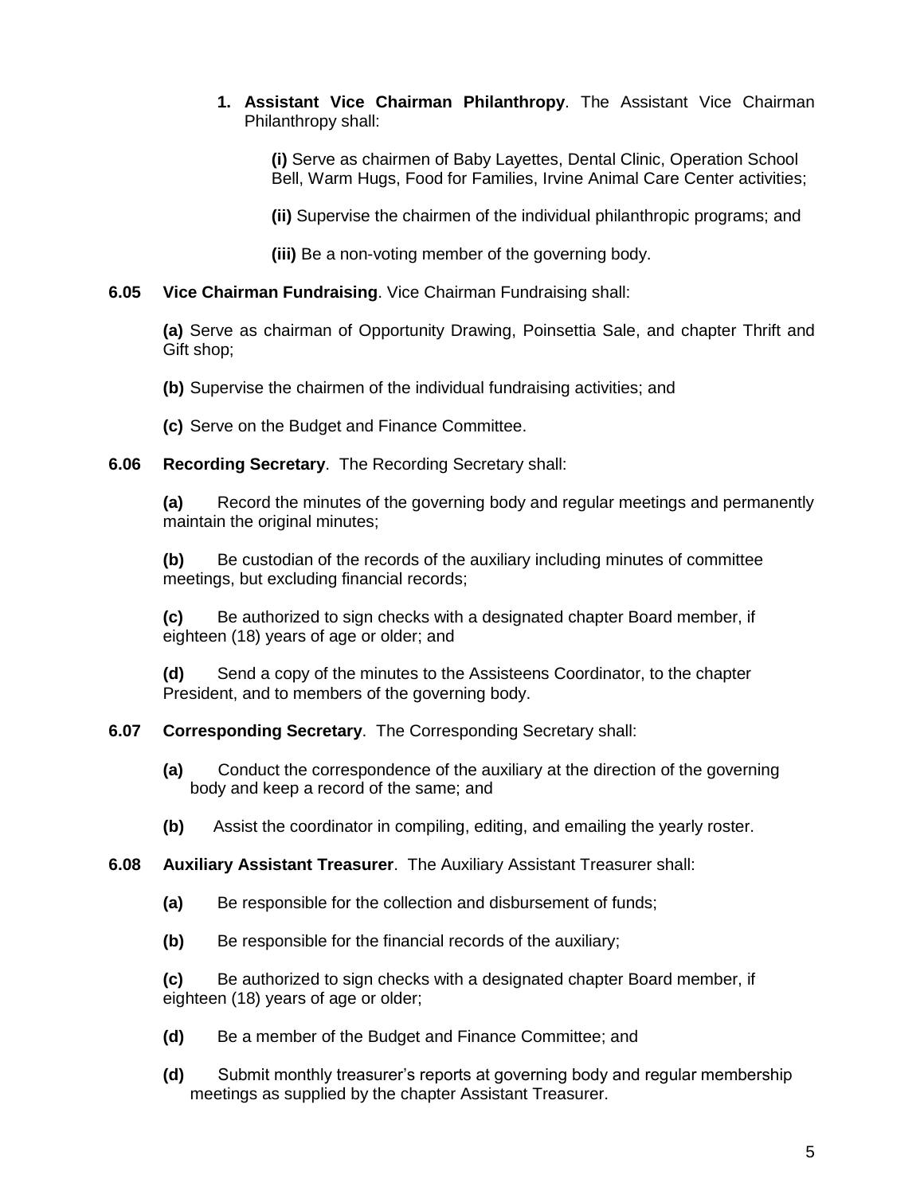1. **Assistant Vice Chairman Philanthropy**. The Assistant Vice Chairman Philanthropy shall:

    **(i)** Serve as chairmen of Baby Layettes, Dental Clinic, Operation School Bell, Warm Hugs, Food for Families, Irvine Animal Care Center activities;

    **(ii)** Supervise the chairmen of the individual philanthropic programs; and

    **(iii)** Be a non-voting member of the governing body.

**6.05 Vice Chairman Fundraising**. Vice Chairman Fundraising shall:

**(a)** Serve as chairman of Opportunity Drawing, Poinsettia Sale, and chapter Thrift and Gift shop;

**(b)** Supervise the chairmen of the individual fundraising activities; and

**(c)** Serve on the Budget and Finance Committee.

**6.06 Recording Secretary**. The Recording Secretary shall:

**(a)** Record the minutes of the governing body and regular meetings and permanently maintain the original minutes;

**(b)** Be custodian of the records of the auxiliary including minutes of committee meetings, but excluding financial records;

**(c)** Be authorized to sign checks with a designated chapter Board member, if eighteen (18) years of age or older; and

**(d)** Send a copy of the minutes to the Assisteens Coordinator, to the chapter President, and to members of the governing body.

**6.07 Corresponding Secretary**. The Corresponding Secretary shall:

**(a)** Conduct the correspondence of the auxiliary at the direction of the governing body and keep a record of the same; and

**(b)** Assist the coordinator in compiling, editing, and emailing the yearly roster.

**6.08 Auxiliary Assistant Treasurer**. The Auxiliary Assistant Treasurer shall:

**(a)** Be responsible for the collection and disbursement of funds;

**(b)** Be responsible for the financial records of the auxiliary;

**(c)** Be authorized to sign checks with a designated chapter Board member, if eighteen (18) years of age or older;

**(d)** Be a member of the Budget and Finance Committee; and

**(d)** Submit monthly treasurer's reports at governing body and regular membership meetings as supplied by the chapter Assistant Treasurer.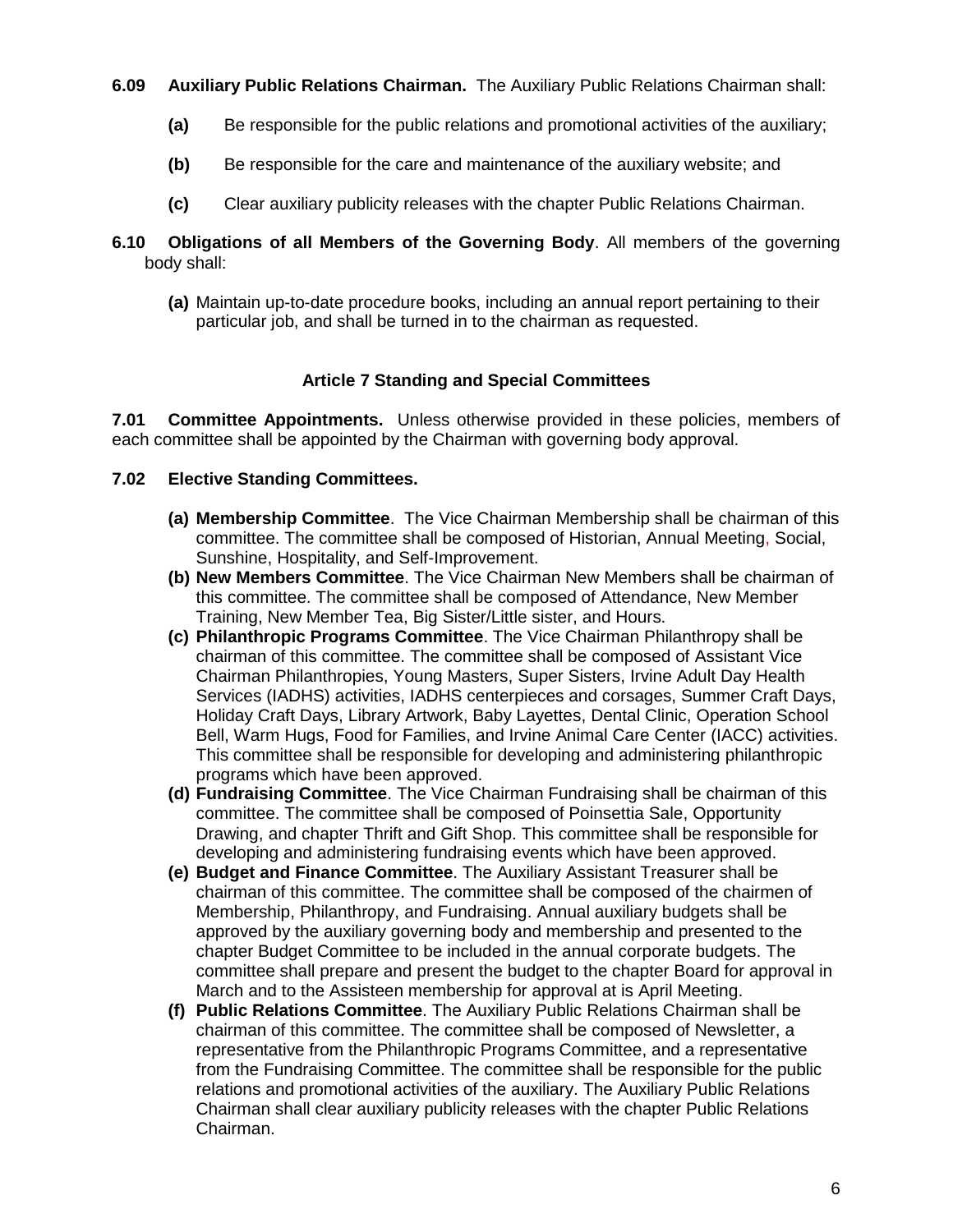**6.09 Auxiliary Public Relations Chairman.** The Auxiliary Public Relations Chairman shall:

**(a)** Be responsible for the public relations and promotional activities of the auxiliary;

**(b)** Be responsible for the care and maintenance of the auxiliary website; and

**(c)** Clear auxiliary publicity releases with the chapter Public Relations Chairman.

**6.10 Obligations of all Members of the Governing Body**. All members of the governing body shall:

**(a)** Maintain up-to-date procedure books, including an annual report pertaining to their particular job, and shall be turned in to the chairman as requested.

## Article 7 Standing and Special Committees

**7.01 Committee Appointments.** Unless otherwise provided in these policies, members of each committee shall be appointed by the Chairman with governing body approval.

**7.02 Elective Standing Committees.**

**(a) Membership Committee**. The Vice Chairman Membership shall be chairman of this committee. The committee shall be composed of Historian, Annual Meeting, Social, Sunshine, Hospitality, and Self-Improvement.

**(b) New Members Committee**. The Vice Chairman New Members shall be chairman of this committee. The committee shall be composed of Attendance, New Member Training, New Member Tea, Big Sister/Little sister, and Hours.

**(c) Philanthropic Programs Committee**. The Vice Chairman Philanthropy shall be chairman of this committee. The committee shall be composed of Assistant Vice Chairman Philanthropies, Young Masters, Super Sisters, Irvine Adult Day Health Services (IADHS) activities, IADHS centerpieces and corsages, Summer Craft Days, Holiday Craft Days, Library Artwork, Baby Layettes, Dental Clinic, Operation School Bell, Warm Hugs, Food for Families, and Irvine Animal Care Center (IACC) activities. This committee shall be responsible for developing and administering philanthropic programs which have been approved.

**(d) Fundraising Committee**. The Vice Chairman Fundraising shall be chairman of this committee. The committee shall be composed of Poinsettia Sale, Opportunity Drawing, and chapter Thrift and Gift Shop. This committee shall be responsible for developing and administering fundraising events which have been approved.

**(e) Budget and Finance Committee**. The Auxiliary Assistant Treasurer shall be chairman of this committee. The committee shall be composed of the chairmen of Membership, Philanthropy, and Fundraising. Annual auxiliary budgets shall be approved by the auxiliary governing body and membership and presented to the chapter Budget Committee to be included in the annual corporate budgets. The committee shall prepare and present the budget to the chapter Board for approval in March and to the Assisteen membership for approval at is April Meeting.

**(f) Public Relations Committee**. The Auxiliary Public Relations Chairman shall be chairman of this committee. The committee shall be composed of Newsletter, a representative from the Philanthropic Programs Committee, and a representative from the Fundraising Committee. The committee shall be responsible for the public relations and promotional activities of the auxiliary. The Auxiliary Public Relations Chairman shall clear auxiliary publicity releases with the chapter Public Relations Chairman.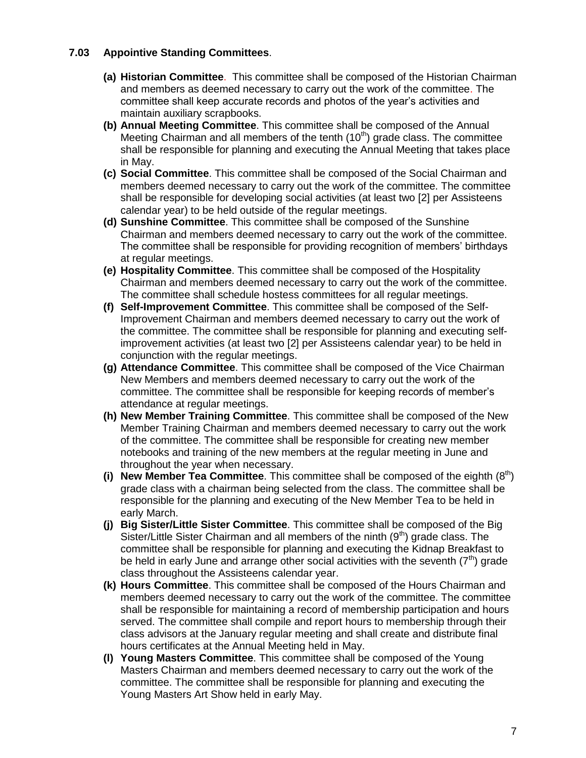### 7.03 Appointive Standing Committees.

- **(a) Historian Committee**. This committee shall be composed of the Historian Chairman and members as deemed necessary to carry out the work of the committee. The committee shall keep accurate records and photos of the year's activities and maintain auxiliary scrapbooks.
- **(b) Annual Meeting Committee**. This committee shall be composed of the Annual Meeting Chairman and all members of the tenth (10th) grade class. The committee shall be responsible for planning and executing the Annual Meeting that takes place in May.
- **(c) Social Committee**. This committee shall be composed of the Social Chairman and members deemed necessary to carry out the work of the committee. The committee shall be responsible for developing social activities (at least two [2] per Assisteens calendar year) to be held outside of the regular meetings.
- **(d) Sunshine Committee**. This committee shall be composed of the Sunshine Chairman and members deemed necessary to carry out the work of the committee. The committee shall be responsible for providing recognition of members' birthdays at regular meetings.
- **(e) Hospitality Committee**. This committee shall be composed of the Hospitality Chairman and members deemed necessary to carry out the work of the committee. The committee shall schedule hostess committees for all regular meetings.
- **(f) Self-Improvement Committee**. This committee shall be composed of the Self-Improvement Chairman and members deemed necessary to carry out the work of the committee. The committee shall be responsible for planning and executing self-improvement activities (at least two [2] per Assisteens calendar year) to be held in conjunction with the regular meetings.
- **(g) Attendance Committee**. This committee shall be composed of the Vice Chairman New Members and members deemed necessary to carry out the work of the committee. The committee shall be responsible for keeping records of member's attendance at regular meetings.
- **(h) New Member Training Committee**. This committee shall be composed of the New Member Training Chairman and members deemed necessary to carry out the work of the committee. The committee shall be responsible for creating new member notebooks and training of the new members at the regular meeting in June and throughout the year when necessary.
- **(i) New Member Tea Committee**. This committee shall be composed of the eighth (8th) grade class with a chairman being selected from the class. The committee shall be responsible for the planning and executing of the New Member Tea to be held in early March.
- **(j) Big Sister/Little Sister Committee**. This committee shall be composed of the Big Sister/Little Sister Chairman and all members of the ninth (9th) grade class. The committee shall be responsible for planning and executing the Kidnap Breakfast to be held in early June and arrange other social activities with the seventh (7th) grade class throughout the Assisteens calendar year.
- **(k) Hours Committee**. This committee shall be composed of the Hours Chairman and members deemed necessary to carry out the work of the committee. The committee shall be responsible for maintaining a record of membership participation and hours served. The committee shall compile and report hours to membership through their class advisors at the January regular meeting and shall create and distribute final hours certificates at the Annual Meeting held in May.
- **(l) Young Masters Committee**. This committee shall be composed of the Young Masters Chairman and members deemed necessary to carry out the work of the committee. The committee shall be responsible for planning and executing the Young Masters Art Show held in early May.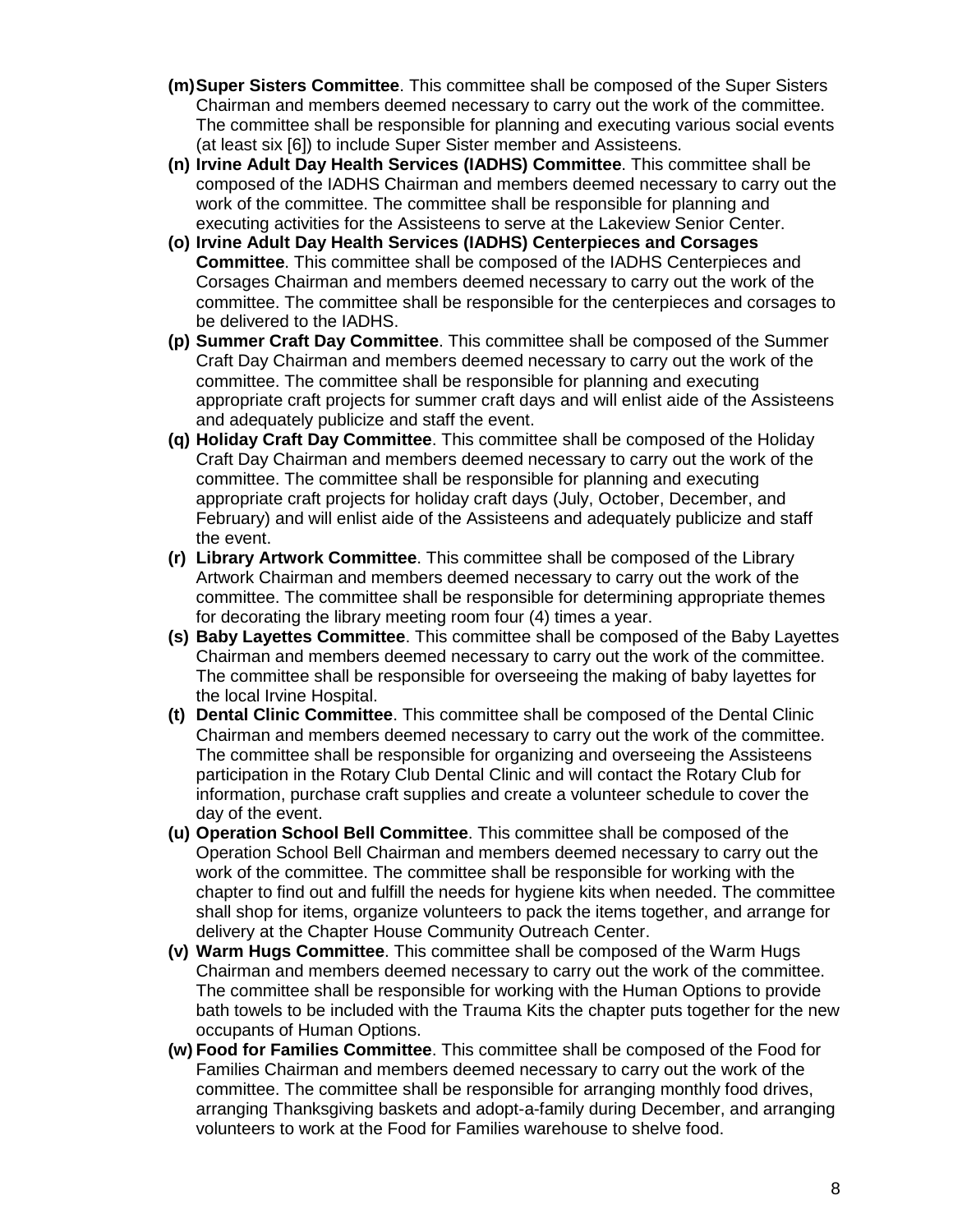**(m) Super Sisters Committee**. This committee shall be composed of the Super Sisters Chairman and members deemed necessary to carry out the work of the committee. The committee shall be responsible for planning and executing various social events (at least six [6]) to include Super Sister member and Assisteens.

**(n) Irvine Adult Day Health Services (IADHS) Committee**. This committee shall be composed of the IADHS Chairman and members deemed necessary to carry out the work of the committee. The committee shall be responsible for planning and executing activities for the Assisteens to serve at the Lakeview Senior Center.

**(o) Irvine Adult Day Health Services (IADHS) Centerpieces and Corsages Committee**. This committee shall be composed of the IADHS Centerpieces and Corsages Chairman and members deemed necessary to carry out the work of the committee. The committee shall be responsible for the centerpieces and corsages to be delivered to the IADHS.

**(p) Summer Craft Day Committee**. This committee shall be composed of the Summer Craft Day Chairman and members deemed necessary to carry out the work of the committee. The committee shall be responsible for planning and executing appropriate craft projects for summer craft days and will enlist aide of the Assisteens and adequately publicize and staff the event.

**(q) Holiday Craft Day Committee**. This committee shall be composed of the Holiday Craft Day Chairman and members deemed necessary to carry out the work of the committee. The committee shall be responsible for planning and executing appropriate craft projects for holiday craft days (July, October, December, and February) and will enlist aide of the Assisteens and adequately publicize and staff the event.

**(r) Library Artwork Committee**. This committee shall be composed of the Library Artwork Chairman and members deemed necessary to carry out the work of the committee. The committee shall be responsible for determining appropriate themes for decorating the library meeting room four (4) times a year.

**(s) Baby Layettes Committee**. This committee shall be composed of the Baby Layettes Chairman and members deemed necessary to carry out the work of the committee. The committee shall be responsible for overseeing the making of baby layettes for the local Irvine Hospital.

**(t) Dental Clinic Committee**. This committee shall be composed of the Dental Clinic Chairman and members deemed necessary to carry out the work of the committee. The committee shall be responsible for organizing and overseeing the Assisteens participation in the Rotary Club Dental Clinic and will contact the Rotary Club for information, purchase craft supplies and create a volunteer schedule to cover the day of the event.

**(u) Operation School Bell Committee**. This committee shall be composed of the Operation School Bell Chairman and members deemed necessary to carry out the work of the committee. The committee shall be responsible for working with the chapter to find out and fulfill the needs for hygiene kits when needed. The committee shall shop for items, organize volunteers to pack the items together, and arrange for delivery at the Chapter House Community Outreach Center.

**(v) Warm Hugs Committee**. This committee shall be composed of the Warm Hugs Chairman and members deemed necessary to carry out the work of the committee. The committee shall be responsible for working with the Human Options to provide bath towels to be included with the Trauma Kits the chapter puts together for the new occupants of Human Options.

**(w) Food for Families Committee**. This committee shall be composed of the Food for Families Chairman and members deemed necessary to carry out the work of the committee. The committee shall be responsible for arranging monthly food drives, arranging Thanksgiving baskets and adopt-a-family during December, and arranging volunteers to work at the Food for Families warehouse to shelve food.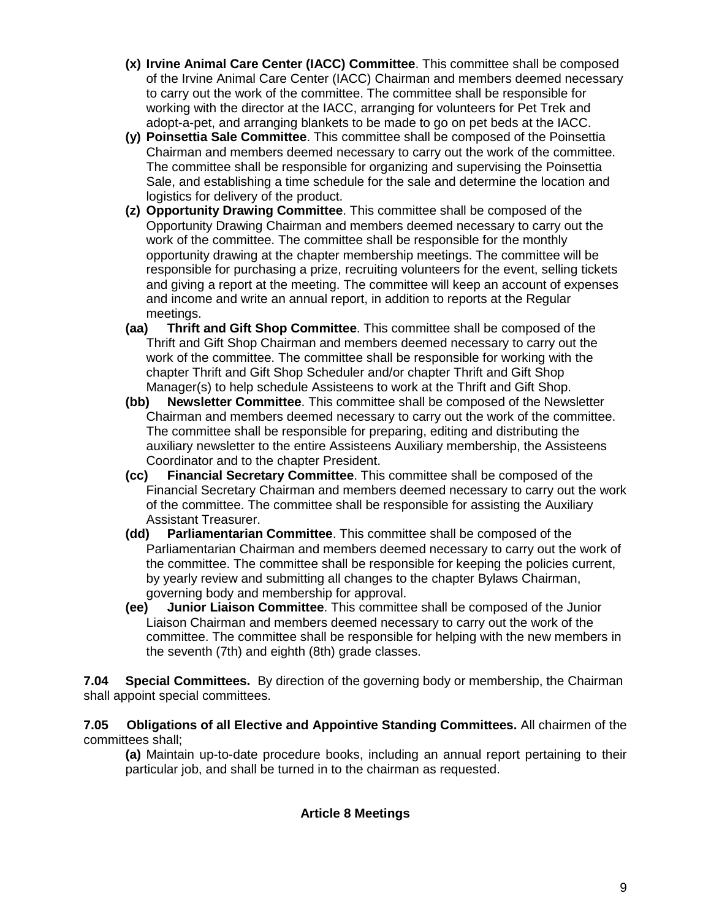- **(x) Irvine Animal Care Center (IACC) Committee**. This committee shall be composed of the Irvine Animal Care Center (IACC) Chairman and members deemed necessary to carry out the work of the committee. The committee shall be responsible for working with the director at the IACC, arranging for volunteers for Pet Trek and adopt-a-pet, and arranging blankets to be made to go on pet beds at the IACC.
- **(y) Poinsettia Sale Committee**. This committee shall be composed of the Poinsettia Chairman and members deemed necessary to carry out the work of the committee. The committee shall be responsible for organizing and supervising the Poinsettia Sale, and establishing a time schedule for the sale and determine the location and logistics for delivery of the product.
- **(z) Opportunity Drawing Committee**. This committee shall be composed of the Opportunity Drawing Chairman and members deemed necessary to carry out the work of the committee. The committee shall be responsible for the monthly opportunity drawing at the chapter membership meetings. The committee will be responsible for purchasing a prize, recruiting volunteers for the event, selling tickets and giving a report at the meeting. The committee will keep an account of expenses and income and write an annual report, in addition to reports at the Regular meetings.
- **(aa) Thrift and Gift Shop Committee**. This committee shall be composed of the Thrift and Gift Shop Chairman and members deemed necessary to carry out the work of the committee. The committee shall be responsible for working with the chapter Thrift and Gift Shop Scheduler and/or chapter Thrift and Gift Shop Manager(s) to help schedule Assisteens to work at the Thrift and Gift Shop.
- **(bb) Newsletter Committee**. This committee shall be composed of the Newsletter Chairman and members deemed necessary to carry out the work of the committee. The committee shall be responsible for preparing, editing and distributing the auxiliary newsletter to the entire Assisteens Auxiliary membership, the Assisteens Coordinator and to the chapter President.
- **(cc) Financial Secretary Committee**. This committee shall be composed of the Financial Secretary Chairman and members deemed necessary to carry out the work of the committee. The committee shall be responsible for assisting the Auxiliary Assistant Treasurer.
- **(dd) Parliamentarian Committee**. This committee shall be composed of the Parliamentarian Chairman and members deemed necessary to carry out the work of the committee. The committee shall be responsible for keeping the policies current, by yearly review and submitting all changes to the chapter Bylaws Chairman, governing body and membership for approval.
- **(ee) Junior Liaison Committee**. This committee shall be composed of the Junior Liaison Chairman and members deemed necessary to carry out the work of the committee. The committee shall be responsible for helping with the new members in the seventh (7th) and eighth (8th) grade classes.

**7.04 Special Committees.** By direction of the governing body or membership, the Chairman shall appoint special committees.

**7.05 Obligations of all Elective and Appointive Standing Committees.** All chairmen of the committees shall;

**(a)** Maintain up-to-date procedure books, including an annual report pertaining to their particular job, and shall be turned in to the chairman as requested.

## Article 8 Meetings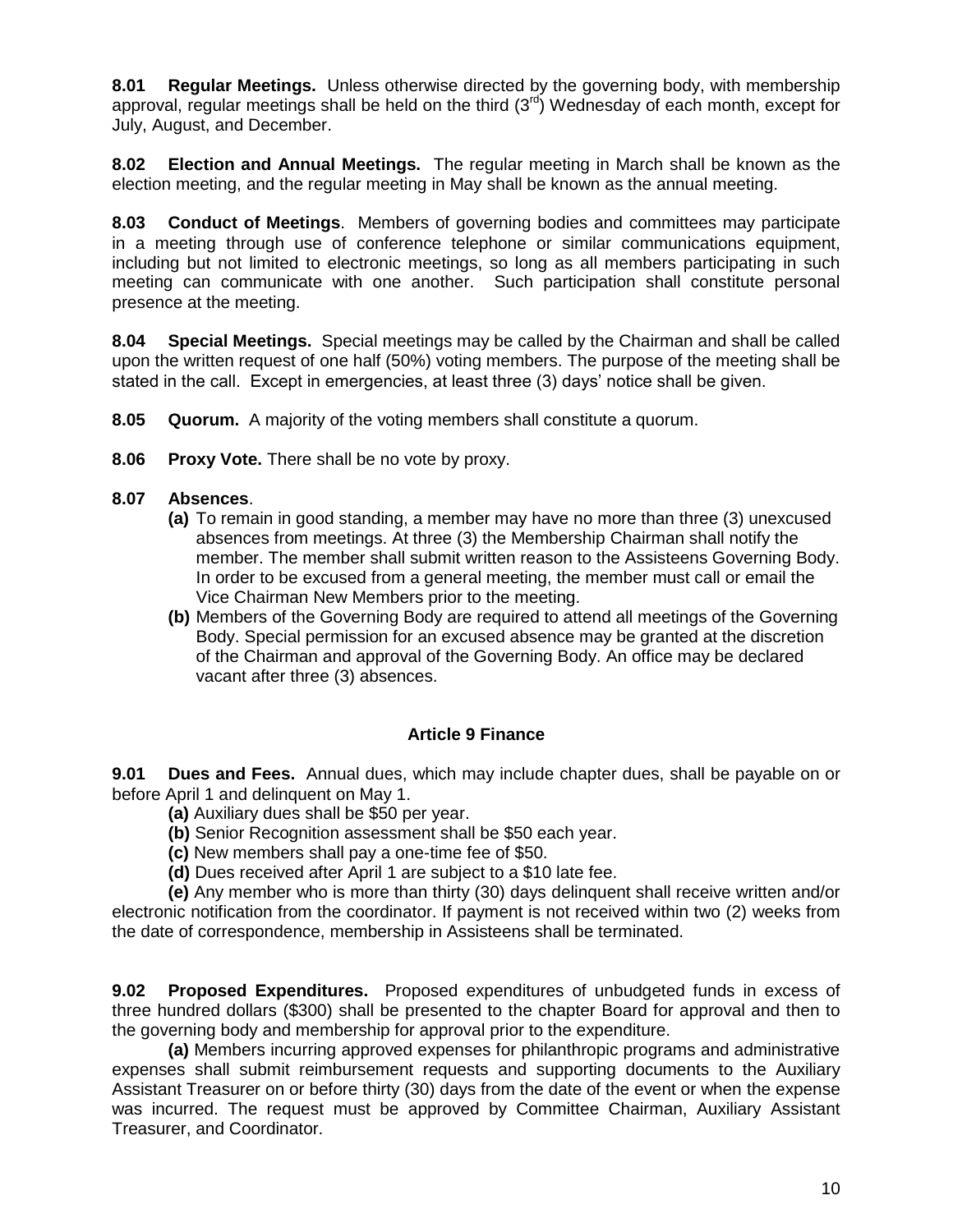**8.01 Regular Meetings.** Unless otherwise directed by the governing body, with membership approval, regular meetings shall be held on the third (3rd) Wednesday of each month, except for July, August, and December.

**8.02 Election and Annual Meetings.** The regular meeting in March shall be known as the election meeting, and the regular meeting in May shall be known as the annual meeting.

**8.03 Conduct of Meetings**. Members of governing bodies and committees may participate in a meeting through use of conference telephone or similar communications equipment, including but not limited to electronic meetings, so long as all members participating in such meeting can communicate with one another. Such participation shall constitute personal presence at the meeting.

**8.04 Special Meetings.** Special meetings may be called by the Chairman and shall be called upon the written request of one half (50%) voting members. The purpose of the meeting shall be stated in the call. Except in emergencies, at least three (3) days' notice shall be given.

**8.05 Quorum.** A majority of the voting members shall constitute a quorum.

**8.06 Proxy Vote.** There shall be no vote by proxy.

**8.07 Absences**.

- **(a)** To remain in good standing, a member may have no more than three (3) unexcused absences from meetings. At three (3) the Membership Chairman shall notify the member. The member shall submit written reason to the Assisteens Governing Body. In order to be excused from a general meeting, the member must call or email the Vice Chairman New Members prior to the meeting.
- **(b)** Members of the Governing Body are required to attend all meetings of the Governing Body. Special permission for an excused absence may be granted at the discretion of the Chairman and approval of the Governing Body. An office may be declared vacant after three (3) absences.

## Article 9 Finance

**9.01 Dues and Fees.** Annual dues, which may include chapter dues, shall be payable on or before April 1 and delinquent on May 1.

**(a)** Auxiliary dues shall be $50 per year.

**(b)** Senior Recognition assessment shall be $50 each year.

**(c)** New members shall pay a one-time fee of $50.

**(d)** Dues received after April 1 are subject to a $10 late fee.

**(e)** Any member who is more than thirty (30) days delinquent shall receive written and/or electronic notification from the coordinator. If payment is not received within two (2) weeks from the date of correspondence, membership in Assisteens shall be terminated.

**9.02 Proposed Expenditures.** Proposed expenditures of unbudgeted funds in excess of three hundred dollars ($300) shall be presented to the chapter Board for approval and then to the governing body and membership for approval prior to the expenditure.

**(a)** Members incurring approved expenses for philanthropic programs and administrative expenses shall submit reimbursement requests and supporting documents to the Auxiliary Assistant Treasurer on or before thirty (30) days from the date of the event or when the expense was incurred. The request must be approved by Committee Chairman, Auxiliary Assistant Treasurer, and Coordinator.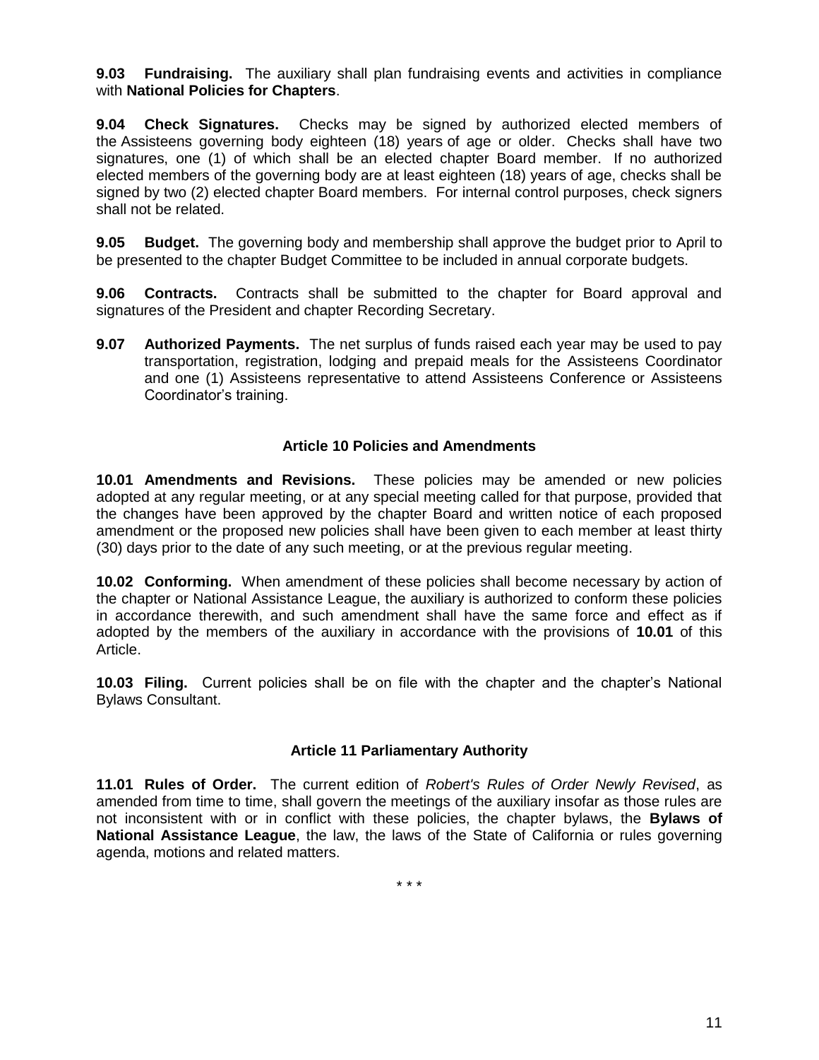**9.03 Fundraising.** The auxiliary shall plan fundraising events and activities in compliance with **National Policies for Chapters**.

**9.04 Check Signatures.** Checks may be signed by authorized elected members of the Assisteens governing body eighteen (18) years of age or older. Checks shall have two signatures, one (1) of which shall be an elected chapter Board member. If no authorized elected members of the governing body are at least eighteen (18) years of age, checks shall be signed by two (2) elected chapter Board members. For internal control purposes, check signers shall not be related.

**9.05 Budget.** The governing body and membership shall approve the budget prior to April to be presented to the chapter Budget Committee to be included in annual corporate budgets.

**9.06 Contracts.** Contracts shall be submitted to the chapter for Board approval and signatures of the President and chapter Recording Secretary.

**9.07 Authorized Payments.** The net surplus of funds raised each year may be used to pay transportation, registration, lodging and prepaid meals for the Assisteens Coordinator and one (1) Assisteens representative to attend Assisteens Conference or Assisteens Coordinator's training.

## Article 10 Policies and Amendments

**10.01 Amendments and Revisions.** These policies may be amended or new policies adopted at any regular meeting, or at any special meeting called for that purpose, provided that the changes have been approved by the chapter Board and written notice of each proposed amendment or the proposed new policies shall have been given to each member at least thirty (30) days prior to the date of any such meeting, or at the previous regular meeting.

**10.02 Conforming.** When amendment of these policies shall become necessary by action of the chapter or National Assistance League, the auxiliary is authorized to conform these policies in accordance therewith, and such amendment shall have the same force and effect as if adopted by the members of the auxiliary in accordance with the provisions of **10.01** of this Article.

**10.03 Filing.** Current policies shall be on file with the chapter and the chapter's National Bylaws Consultant.

## Article 11 Parliamentary Authority

**11.01 Rules of Order.** The current edition of *Robert's Rules of Order Newly Revised*, as amended from time to time, shall govern the meetings of the auxiliary insofar as those rules are not inconsistent with or in conflict with these policies, the chapter bylaws, the **Bylaws of National Assistance League**, the law, the laws of the State of California or rules governing agenda, motions and related matters.

\* \* \*